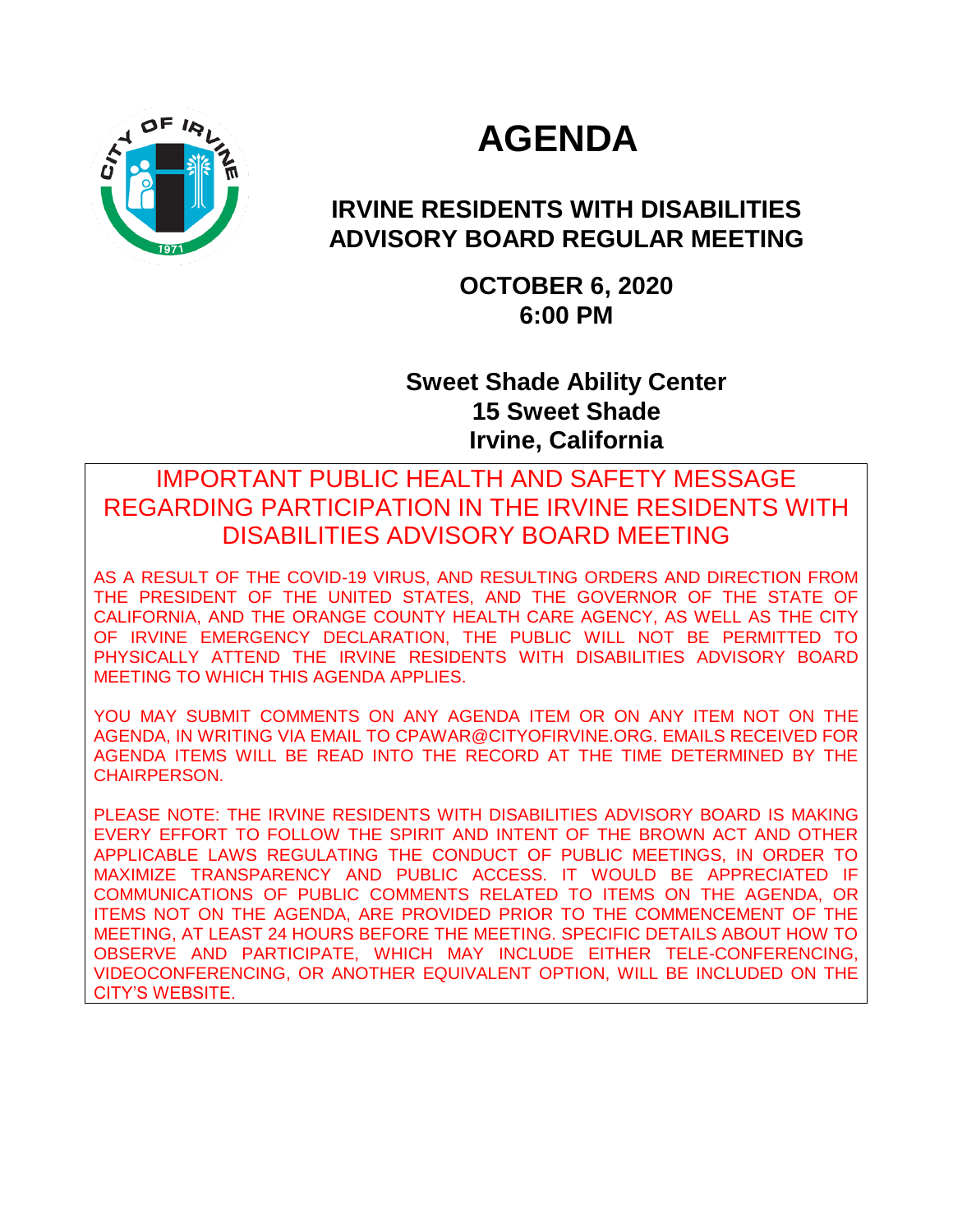# AGENDA

## IRVINE RESIDENTS WITH DISABILITIES ADVISORY BOARD REGULAR MEETING

**OCTOBER 6, 2020**
**6:00 PM**

**Sweet Shade Ability Center**
**15 Sweet Shade**
**Irvine, California**

---

### IMPORTANT PUBLIC HEALTH AND SAFETY MESSAGE REGARDING PARTICIPATION IN THE IRVINE RESIDENTS WITH DISABILITIES ADVISORY BOARD MEETING

AS A RESULT OF THE COVID-19 VIRUS, AND RESULTING ORDERS AND DIRECTION FROM THE PRESIDENT OF THE UNITED STATES, AND THE GOVERNOR OF THE STATE OF CALIFORNIA, AND THE ORANGE COUNTY HEALTH CARE AGENCY, AS WELL AS THE CITY OF IRVINE EMERGENCY DECLARATION, THE PUBLIC WILL NOT BE PERMITTED TO PHYSICALLY ATTEND THE IRVINE RESIDENTS WITH DISABILITIES ADVISORY BOARD MEETING TO WHICH THIS AGENDA APPLIES.

YOU MAY SUBMIT COMMENTS ON ANY AGENDA ITEM OR ON ANY ITEM NOT ON THE AGENDA, IN WRITING VIA EMAIL TO CPAWAR@CITYOFIRVINE.ORG. EMAILS RECEIVED FOR AGENDA ITEMS WILL BE READ INTO THE RECORD AT THE TIME DETERMINED BY THE CHAIRPERSON.

PLEASE NOTE: THE IRVINE RESIDENTS WITH DISABILITIES ADVISORY BOARD IS MAKING EVERY EFFORT TO FOLLOW THE SPIRIT AND INTENT OF THE BROWN ACT AND OTHER APPLICABLE LAWS REGULATING THE CONDUCT OF PUBLIC MEETINGS, IN ORDER TO MAXIMIZE TRANSPARENCY AND PUBLIC ACCESS. IT WOULD BE APPRECIATED IF COMMUNICATIONS OF PUBLIC COMMENTS RELATED TO ITEMS ON THE AGENDA, OR ITEMS NOT ON THE AGENDA, ARE PROVIDED PRIOR TO THE COMMENCEMENT OF THE MEETING, AT LEAST 24 HOURS BEFORE THE MEETING. SPECIFIC DETAILS ABOUT HOW TO OBSERVE AND PARTICIPATE, WHICH MAY INCLUDE EITHER TELE-CONFERENCING, VIDEOCONFERENCING, OR ANOTHER EQUIVALENT OPTION, WILL BE INCLUDED ON THE CITY'S WEBSITE.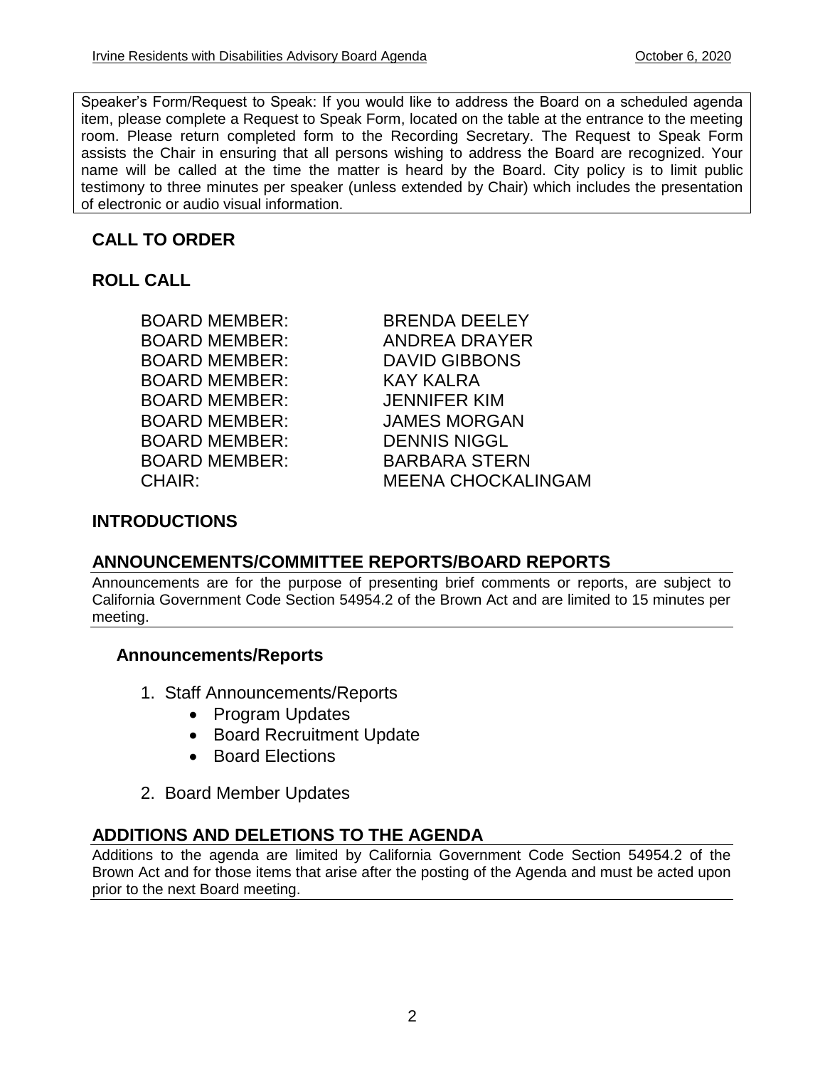Speaker's Form/Request to Speak: If you would like to address the Board on a scheduled agenda item, please complete a Request to Speak Form, located on the table at the entrance to the meeting room. Please return completed form to the Recording Secretary. The Request to Speak Form assists the Chair in ensuring that all persons wishing to address the Board are recognized. Your name will be called at the time the matter is heard by the Board. City policy is to limit public testimony to three minutes per speaker (unless extended by Chair) which includes the presentation of electronic or audio visual information.

## CALL TO ORDER

## ROLL CALL

| | |
|---|---|
| BOARD MEMBER: | BRENDA DEELEY |
| BOARD MEMBER: | ANDREA DRAYER |
| BOARD MEMBER: | DAVID GIBBONS |
| BOARD MEMBER: | KAY KALRA |
| BOARD MEMBER: | JENNIFER KIM |
| BOARD MEMBER: | JAMES MORGAN |
| BOARD MEMBER: | DENNIS NIGGL |
| BOARD MEMBER: | BARBARA STERN |
| CHAIR: | MEENA CHOCKALINGAM |

## INTRODUCTIONS

## ANNOUNCEMENTS/COMMITTEE REPORTS/BOARD REPORTS

Announcements are for the purpose of presenting brief comments or reports, are subject to California Government Code Section 54954.2 of the Brown Act and are limited to 15 minutes per meeting.

### Announcements/Reports

1. Staff Announcements/Reports
   - Program Updates
   - Board Recruitment Update
   - Board Elections

2. Board Member Updates

## ADDITIONS AND DELETIONS TO THE AGENDA

Additions to the agenda are limited by California Government Code Section 54954.2 of the Brown Act and for those items that arise after the posting of the Agenda and must be acted upon prior to the next Board meeting.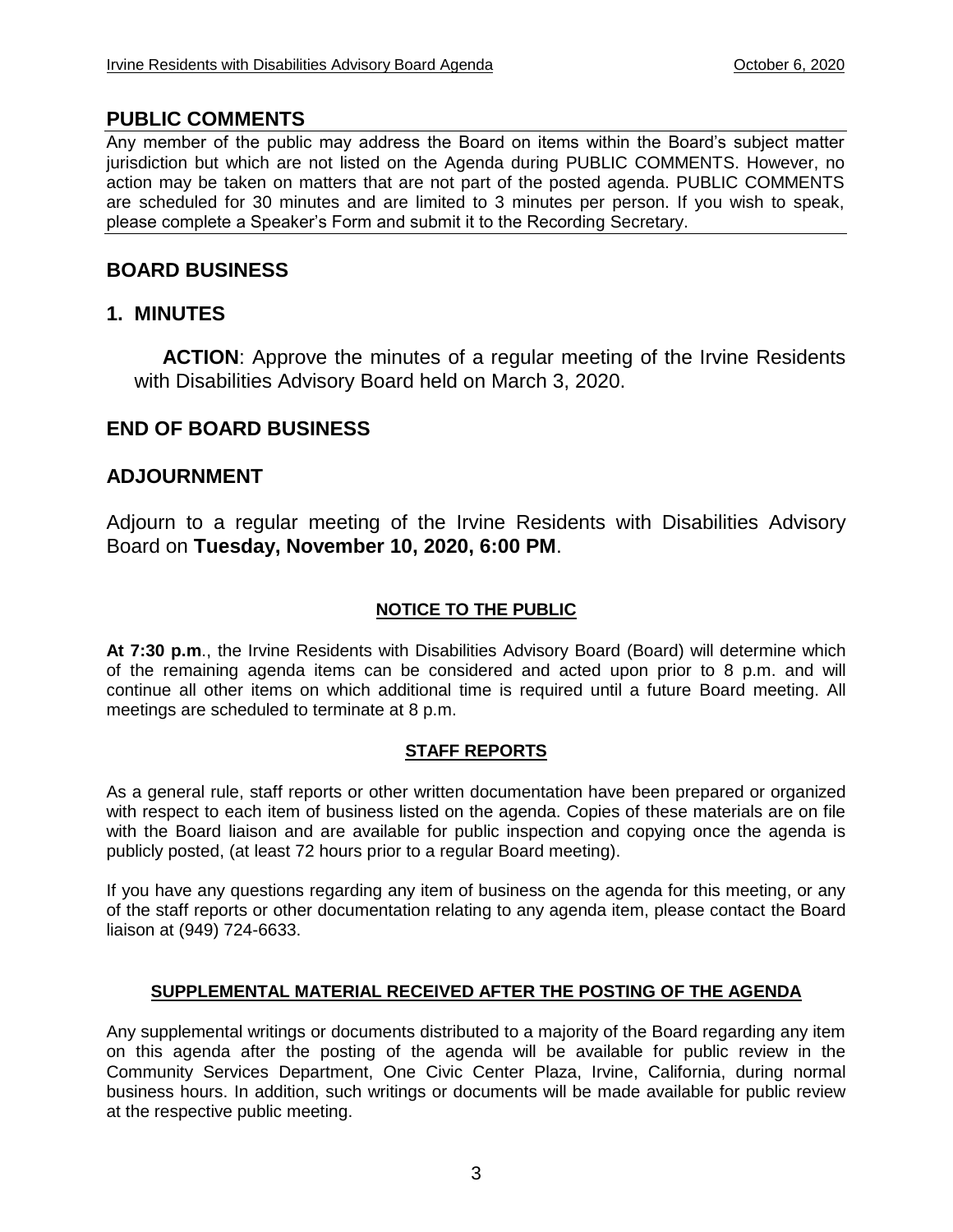## PUBLIC COMMENTS

Any member of the public may address the Board on items within the Board's subject matter jurisdiction but which are not listed on the Agenda during PUBLIC COMMENTS. However, no action may be taken on matters that are not part of the posted agenda. PUBLIC COMMENTS are scheduled for 30 minutes and are limited to 3 minutes per person. If you wish to speak, please complete a Speaker's Form and submit it to the Recording Secretary.

## BOARD BUSINESS

## 1. MINUTES

**ACTION**: Approve the minutes of a regular meeting of the Irvine Residents with Disabilities Advisory Board held on March 3, 2020.

## END OF BOARD BUSINESS

## ADJOURNMENT

Adjourn to a regular meeting of the Irvine Residents with Disabilities Advisory Board on **Tuesday, November 10, 2020, 6:00 PM**.

**NOTICE TO THE PUBLIC**

**At 7:30 p.m**., the Irvine Residents with Disabilities Advisory Board (Board) will determine which of the remaining agenda items can be considered and acted upon prior to 8 p.m. and will continue all other items on which additional time is required until a future Board meeting. All meetings are scheduled to terminate at 8 p.m.

**STAFF REPORTS**

As a general rule, staff reports or other written documentation have been prepared or organized with respect to each item of business listed on the agenda. Copies of these materials are on file with the Board liaison and are available for public inspection and copying once the agenda is publicly posted, (at least 72 hours prior to a regular Board meeting).

If you have any questions regarding any item of business on the agenda for this meeting, or any of the staff reports or other documentation relating to any agenda item, please contact the Board liaison at (949) 724-6633.

**SUPPLEMENTAL MATERIAL RECEIVED AFTER THE POSTING OF THE AGENDA**

Any supplemental writings or documents distributed to a majority of the Board regarding any item on this agenda after the posting of the agenda will be available for public review in the Community Services Department, One Civic Center Plaza, Irvine, California, during normal business hours. In addition, such writings or documents will be made available for public review at the respective public meeting.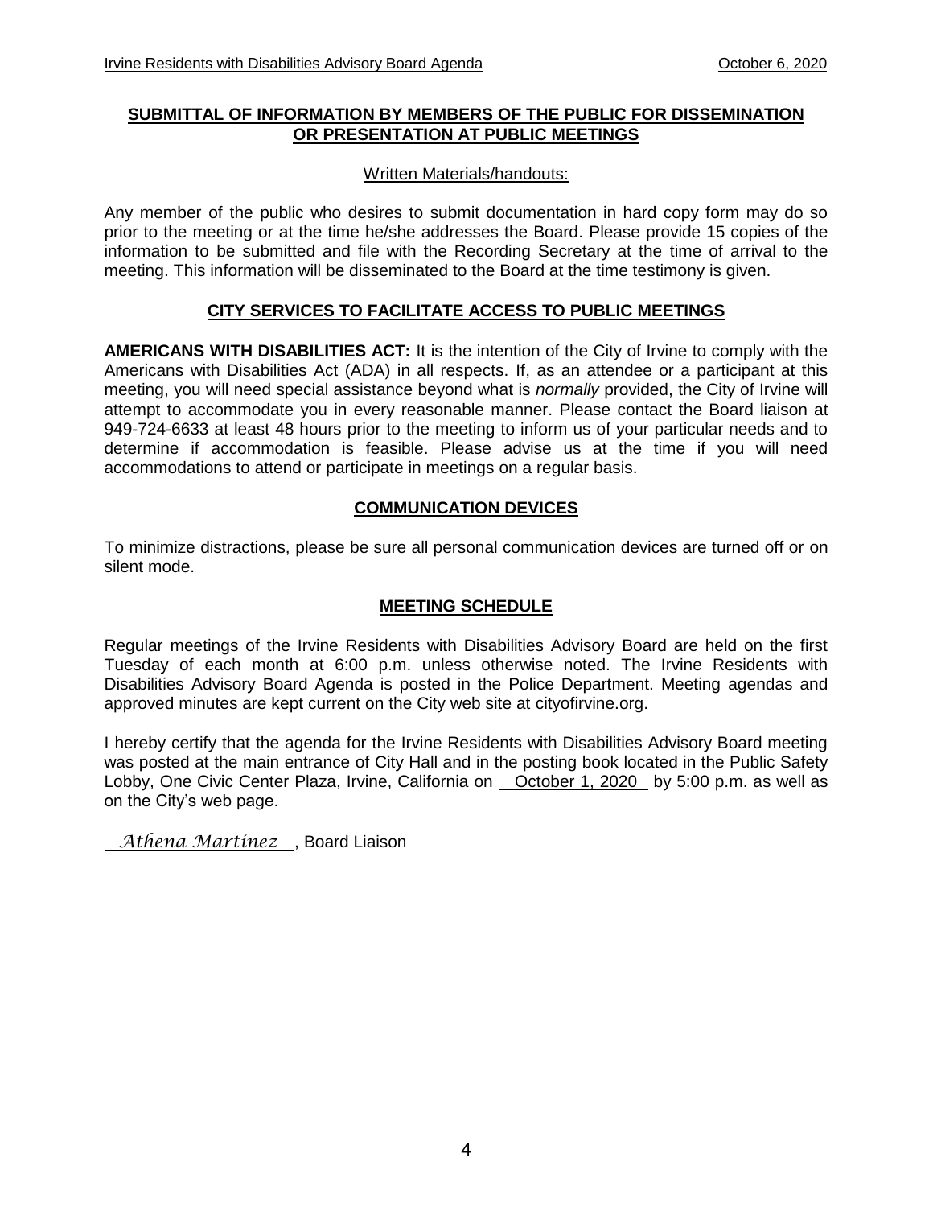## SUBMITTAL OF INFORMATION BY MEMBERS OF THE PUBLIC FOR DISSEMINATION OR PRESENTATION AT PUBLIC MEETINGS

Written Materials/handouts:

Any member of the public who desires to submit documentation in hard copy form may do so prior to the meeting or at the time he/she addresses the Board. Please provide 15 copies of the information to be submitted and file with the Recording Secretary at the time of arrival to the meeting. This information will be disseminated to the Board at the time testimony is given.

## CITY SERVICES TO FACILITATE ACCESS TO PUBLIC MEETINGS

**AMERICANS WITH DISABILITIES ACT:** It is the intention of the City of Irvine to comply with the Americans with Disabilities Act (ADA) in all respects. If, as an attendee or a participant at this meeting, you will need special assistance beyond what is *normally* provided, the City of Irvine will attempt to accommodate you in every reasonable manner. Please contact the Board liaison at 949-724-6633 at least 48 hours prior to the meeting to inform us of your particular needs and to determine if accommodation is feasible. Please advise us at the time if you will need accommodations to attend or participate in meetings on a regular basis.

## COMMUNICATION DEVICES

To minimize distractions, please be sure all personal communication devices are turned off or on silent mode.

## MEETING SCHEDULE

Regular meetings of the Irvine Residents with Disabilities Advisory Board are held on the first Tuesday of each month at 6:00 p.m. unless otherwise noted. The Irvine Residents with Disabilities Advisory Board Agenda is posted in the Police Department. Meeting agendas and approved minutes are kept current on the City web site at cityofirvine.org.

I hereby certify that the agenda for the Irvine Residents with Disabilities Advisory Board meeting was posted at the main entrance of City Hall and in the posting book located in the Public Safety Lobby, One Civic Center Plaza, Irvine, California on October 1, 2020 by 5:00 p.m. as well as on the City's web page.

*Athena Martinez*, Board Liaison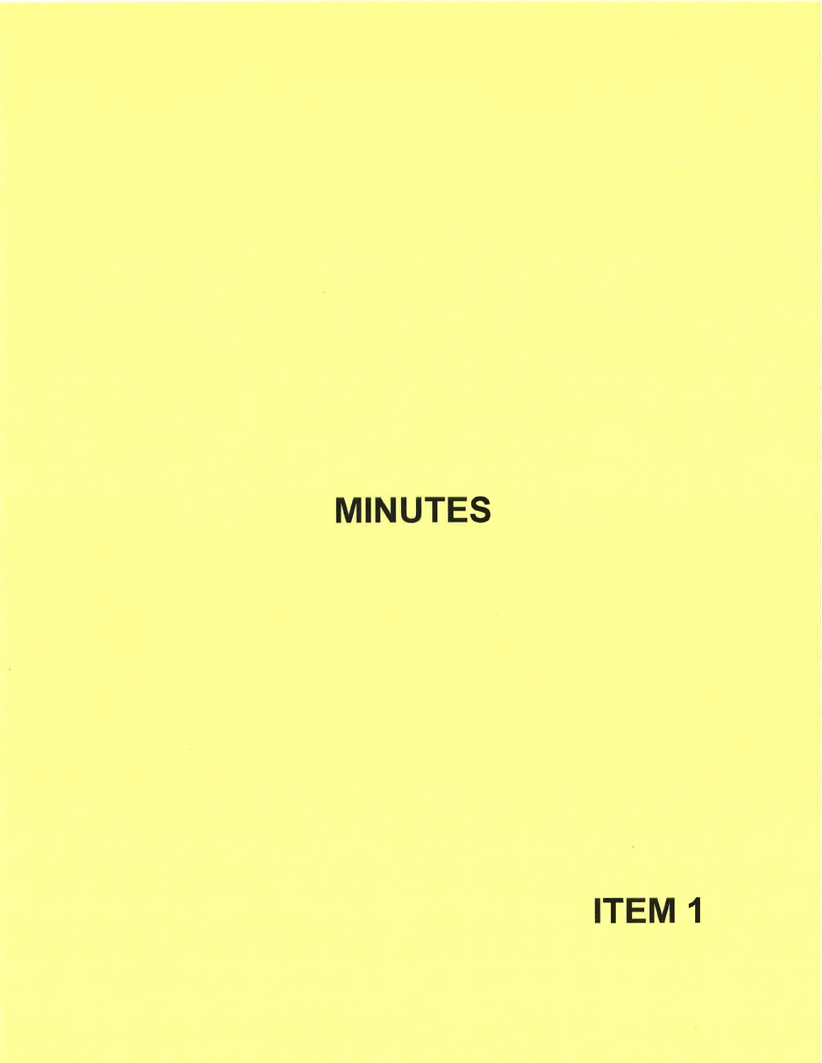# MINUTES

## ITEM 1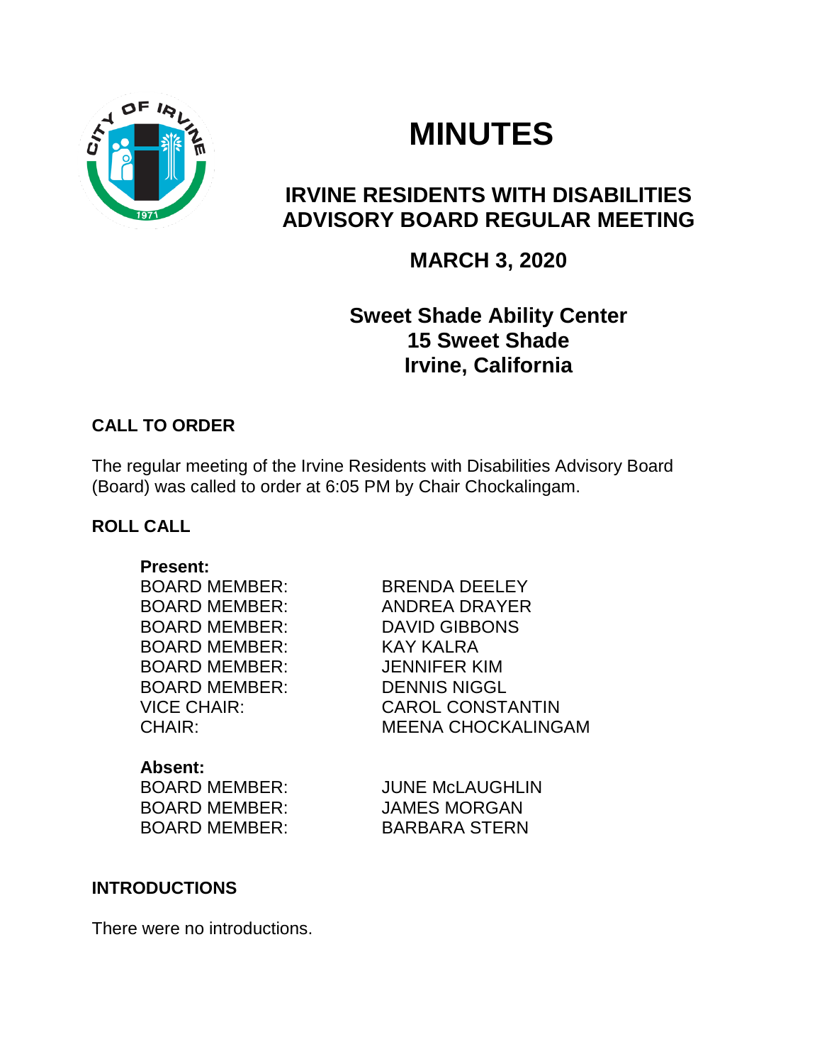# MINUTES

## IRVINE RESIDENTS WITH DISABILITIES ADVISORY BOARD REGULAR MEETING

## MARCH 3, 2020

### Sweet Shade Ability Center
### 15 Sweet Shade
### Irvine, California

**CALL TO ORDER**

The regular meeting of the Irvine Residents with Disabilities Advisory Board (Board) was called to order at 6:05 PM by Chair Chockalingam.

**ROLL CALL**

**Present:**

| | |
|---|---|
| BOARD MEMBER: | BRENDA DEELEY |
| BOARD MEMBER: | ANDREA DRAYER |
| BOARD MEMBER: | DAVID GIBBONS |
| BOARD MEMBER: | KAY KALRA |
| BOARD MEMBER: | JENNIFER KIM |
| BOARD MEMBER: | DENNIS NIGGL |
| VICE CHAIR: | CAROL CONSTANTIN |
| CHAIR: | MEENA CHOCKALINGAM |

**Absent:**

| | |
|---|---|
| BOARD MEMBER: | JUNE McLAUGHLIN |
| BOARD MEMBER: | JAMES MORGAN |
| BOARD MEMBER: | BARBARA STERN |

**INTRODUCTIONS**

There were no introductions.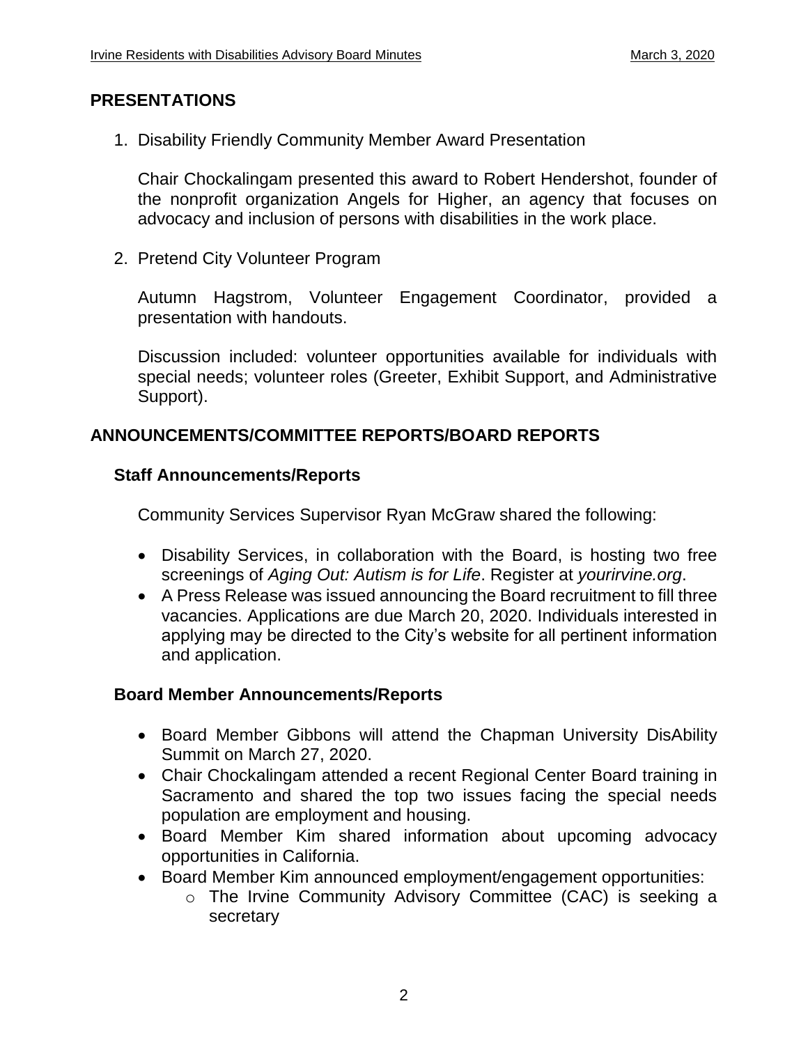## PRESENTATIONS

1. Disability Friendly Community Member Award Presentation

   Chair Chockalingam presented this award to Robert Hendershot, founder of the nonprofit organization Angels for Higher, an agency that focuses on advocacy and inclusion of persons with disabilities in the work place.

2. Pretend City Volunteer Program

   Autumn Hagstrom, Volunteer Engagement Coordinator, provided a presentation with handouts.

   Discussion included: volunteer opportunities available for individuals with special needs; volunteer roles (Greeter, Exhibit Support, and Administrative Support).

## ANNOUNCEMENTS/COMMITTEE REPORTS/BOARD REPORTS

### Staff Announcements/Reports

Community Services Supervisor Ryan McGraw shared the following:

- Disability Services, in collaboration with the Board, is hosting two free screenings of *Aging Out: Autism is for Life*. Register at *yourirvine.org*.
- A Press Release was issued announcing the Board recruitment to fill three vacancies. Applications are due March 20, 2020. Individuals interested in applying may be directed to the City's website for all pertinent information and application.

### Board Member Announcements/Reports

- Board Member Gibbons will attend the Chapman University DisAbility Summit on March 27, 2020.
- Chair Chockalingam attended a recent Regional Center Board training in Sacramento and shared the top two issues facing the special needs population are employment and housing.
- Board Member Kim shared information about upcoming advocacy opportunities in California.
- Board Member Kim announced employment/engagement opportunities:
  - The Irvine Community Advisory Committee (CAC) is seeking a secretary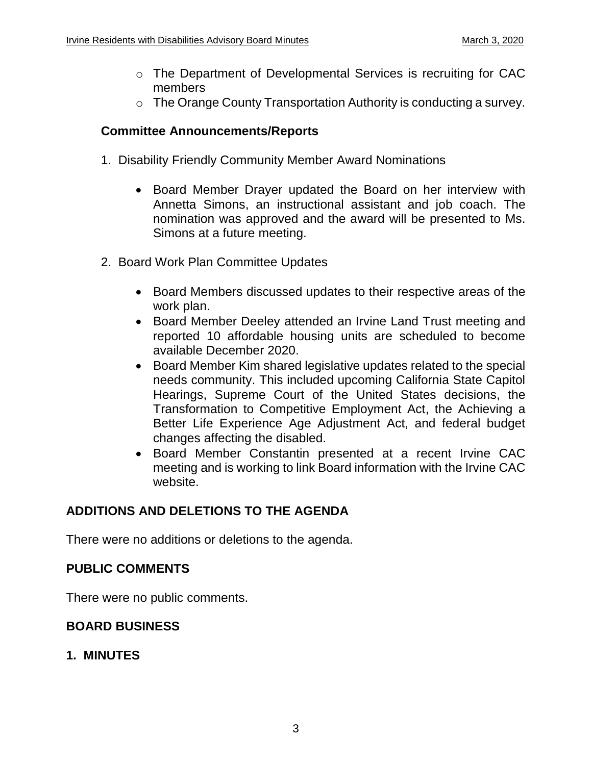- The Department of Developmental Services is recruiting for CAC members
  - The Orange County Transportation Authority is conducting a survey.

**Committee Announcements/Reports**

1. Disability Friendly Community Member Award Nominations

   - Board Member Drayer updated the Board on her interview with Annetta Simons, an instructional assistant and job coach. The nomination was approved and the award will be presented to Ms. Simons at a future meeting.

2. Board Work Plan Committee Updates

   - Board Members discussed updates to their respective areas of the work plan.
   - Board Member Deeley attended an Irvine Land Trust meeting and reported 10 affordable housing units are scheduled to become available December 2020.
   - Board Member Kim shared legislative updates related to the special needs community. This included upcoming California State Capitol Hearings, Supreme Court of the United States decisions, the Transformation to Competitive Employment Act, the Achieving a Better Life Experience Age Adjustment Act, and federal budget changes affecting the disabled.
   - Board Member Constantin presented at a recent Irvine CAC meeting and is working to link Board information with the Irvine CAC website.

## ADDITIONS AND DELETIONS TO THE AGENDA

There were no additions or deletions to the agenda.

## PUBLIC COMMENTS

There were no public comments.

## BOARD BUSINESS

### 1. MINUTES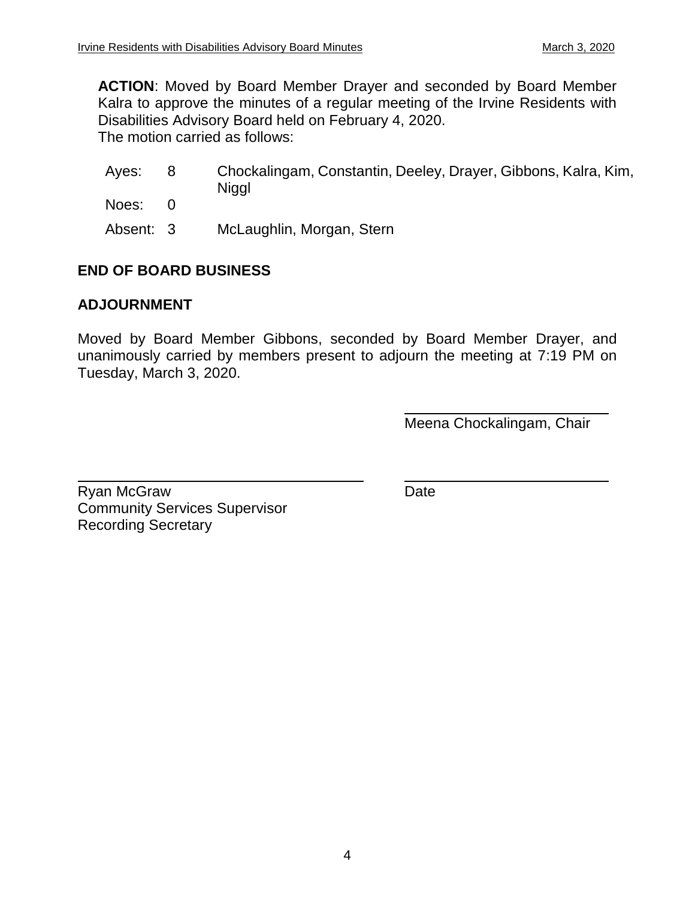**ACTION**: Moved by Board Member Drayer and seconded by Board Member Kalra to approve the minutes of a regular meeting of the Irvine Residents with Disabilities Advisory Board held on February 4, 2020.
The motion carried as follows:

| | | |
|---|---|---|
| Ayes: | 8 | Chockalingam, Constantin, Deeley, Drayer, Gibbons, Kalra, Kim, Niggl |
| Noes: | 0 | |
| Absent: | 3 | McLaughlin, Morgan, Stern |

## END OF BOARD BUSINESS

## ADJOURNMENT

Moved by Board Member Gibbons, seconded by Board Member Drayer, and unanimously carried by members present to adjourn the meeting at 7:19 PM on Tuesday, March 3, 2020.

Meena Chockalingam, Chair

Ryan McGraw
Community Services Supervisor
Recording Secretary

Date